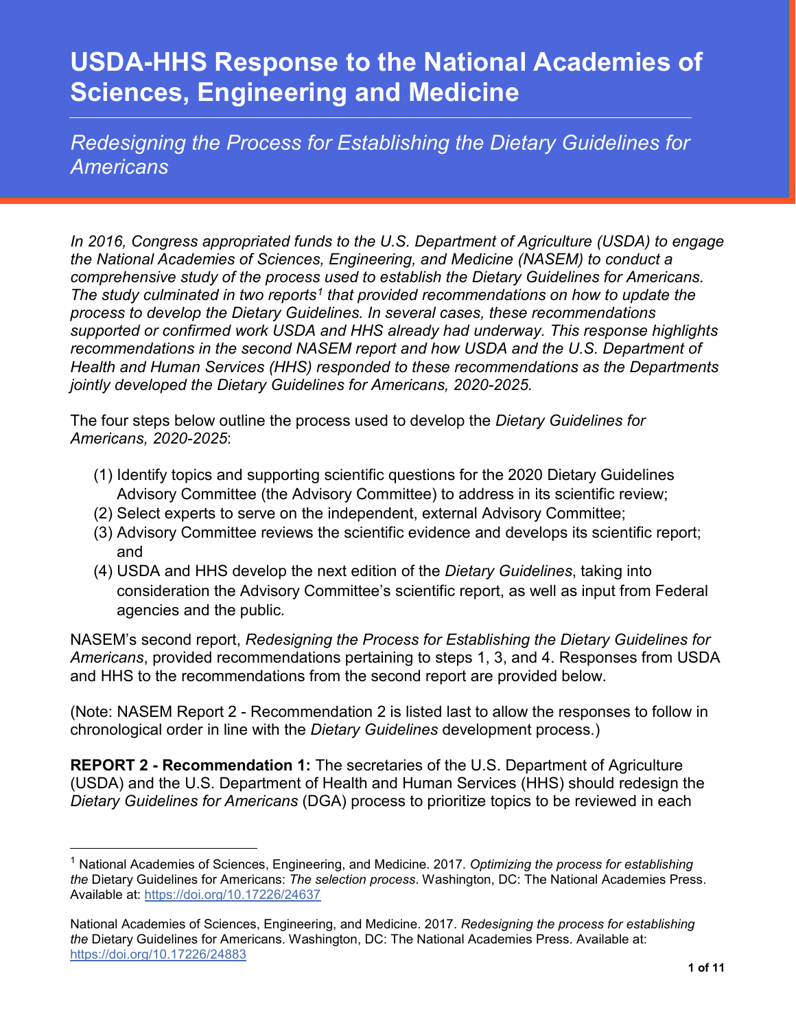# USDA-HHS Response to the National Academies of Sciences, Engineering and Medicine

## *Redesigning the Process for Establishing the Dietary Guidelines for Americans*

*In 2016, Congress appropriated funds to the U.S. Department of Agriculture (USDA) to engage the National Academies of Sciences, Engineering, and Medicine (NASEM) to conduct a comprehensive study of the process used to establish the Dietary Guidelines for Americans. The study culminated in two reports[1] that provided recommendations on how to update the process to develop the Dietary Guidelines. In several cases, these recommendations supported or confirmed work USDA and HHS already had underway. This response highlights recommendations in the second NASEM report and how USDA and the U.S. Department of Health and Human Services (HHS) responded to these recommendations as the Departments jointly developed the Dietary Guidelines for Americans, 2020-2025.*

The four steps below outline the process used to develop the *Dietary Guidelines for Americans, 2020-2025*:

(1) Identify topics and supporting scientific questions for the 2020 Dietary Guidelines Advisory Committee (the Advisory Committee) to address in its scientific review;
(2) Select experts to serve on the independent, external Advisory Committee;
(3) Advisory Committee reviews the scientific evidence and develops its scientific report; and
(4) USDA and HHS develop the next edition of the *Dietary Guidelines*, taking into consideration the Advisory Committee's scientific report, as well as input from Federal agencies and the public.

NASEM's second report, *Redesigning the Process for Establishing the Dietary Guidelines for Americans*, provided recommendations pertaining to steps 1, 3, and 4. Responses from USDA and HHS to the recommendations from the second report are provided below.

(Note: NASEM Report 2 - Recommendation 2 is listed last to allow the responses to follow in chronological order in line with the *Dietary Guidelines* development process.)

**REPORT 2 - Recommendation 1:** The secretaries of the U.S. Department of Agriculture (USDA) and the U.S. Department of Health and Human Services (HHS) should redesign the *Dietary Guidelines for Americans* (DGA) process to prioritize topics to be reviewed in each

---

[1] National Academies of Sciences, Engineering, and Medicine. 2017. *Optimizing the process for establishing the* Dietary Guidelines for Americans: *The selection process*. Washington, DC: The National Academies Press. Available at: https://doi.org/10.17226/24637

National Academies of Sciences, Engineering, and Medicine. 2017. *Redesigning the process for establishing the* Dietary Guidelines for Americans. Washington, DC: The National Academies Press. Available at: https://doi.org/10.17226/24883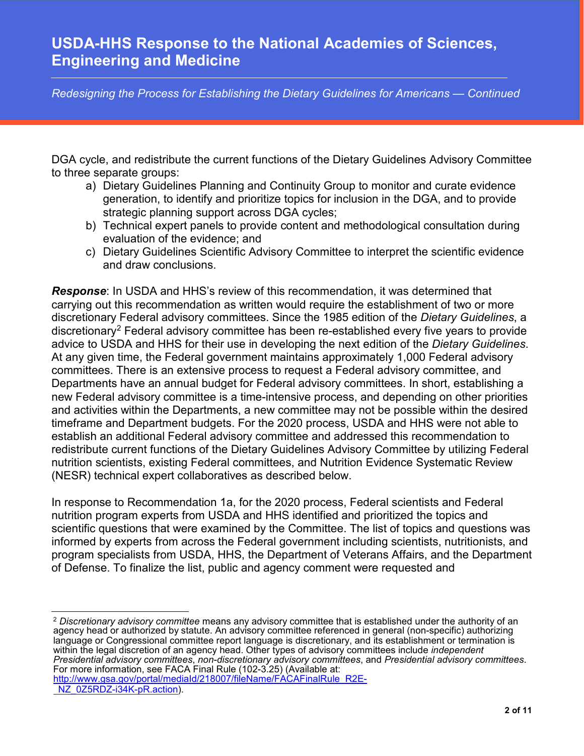DGA cycle, and redistribute the current functions of the Dietary Guidelines Advisory Committee to three separate groups:

a) Dietary Guidelines Planning and Continuity Group to monitor and curate evidence generation, to identify and prioritize topics for inclusion in the DGA, and to provide strategic planning support across DGA cycles;
b) Technical expert panels to provide content and methodological consultation during evaluation of the evidence; and
c) Dietary Guidelines Scientific Advisory Committee to interpret the scientific evidence and draw conclusions.

***Response***: In USDA and HHS's review of this recommendation, it was determined that carrying out this recommendation as written would require the establishment of two or more discretionary Federal advisory committees. Since the 1985 edition of the *Dietary Guidelines*, a discretionary[2] Federal advisory committee has been re-established every five years to provide advice to USDA and HHS for their use in developing the next edition of the *Dietary Guidelines*. At any given time, the Federal government maintains approximately 1,000 Federal advisory committees. There is an extensive process to request a Federal advisory committee, and Departments have an annual budget for Federal advisory committees. In short, establishing a new Federal advisory committee is a time-intensive process, and depending on other priorities and activities within the Departments, a new committee may not be possible within the desired timeframe and Department budgets. For the 2020 process, USDA and HHS were not able to establish an additional Federal advisory committee and addressed this recommendation to redistribute current functions of the Dietary Guidelines Advisory Committee by utilizing Federal nutrition scientists, existing Federal committees, and Nutrition Evidence Systematic Review (NESR) technical expert collaboratives as described below.

In response to Recommendation 1a, for the 2020 process, Federal scientists and Federal nutrition program experts from USDA and HHS identified and prioritized the topics and scientific questions that were examined by the Committee. The list of topics and questions was informed by experts from across the Federal government including scientists, nutritionists, and program specialists from USDA, HHS, the Department of Veterans Affairs, and the Department of Defense. To finalize the list, public and agency comment were requested and

---

[2] *Discretionary advisory committee* means any advisory committee that is established under the authority of an agency head or authorized by statute. An advisory committee referenced in general (non-specific) authorizing language or Congressional committee report language is discretionary, and its establishment or termination is within the legal discretion of an agency head. Other types of advisory committees include *independent Presidential advisory committees*, *non-discretionary advisory committees*, and *Presidential advisory committees*. For more information, see FACA Final Rule (102-3.25) (Available at: [http://www.gsa.gov/portal/mediaId/218007/fileName/FACAFinalRule_R2E-_NZ_0Z5RDZ-i34K-pR.action](http://www.gsa.gov/portal/mediaId/218007/fileName/FACAFinalRule_R2E-_NZ_0Z5RDZ-i34K-pR.action)).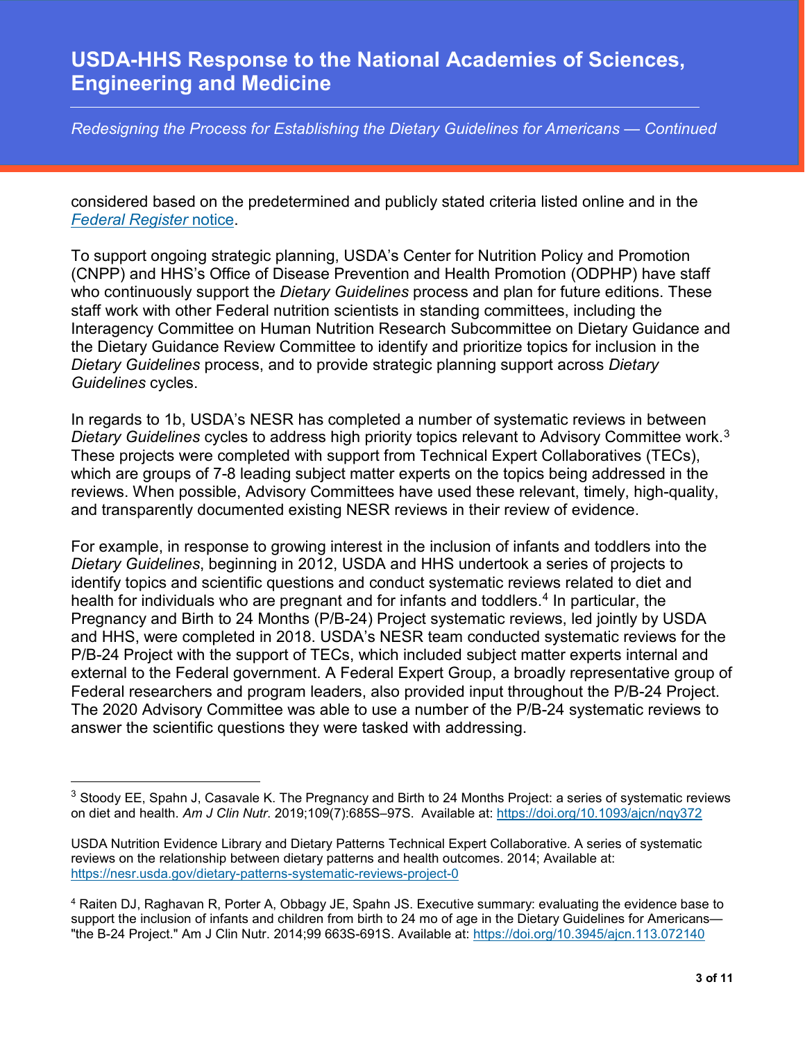considered based on the predetermined and publicly stated criteria listed online and in the *Federal Register* notice.

To support ongoing strategic planning, USDA's Center for Nutrition Policy and Promotion (CNPP) and HHS's Office of Disease Prevention and Health Promotion (ODPHP) have staff who continuously support the *Dietary Guidelines* process and plan for future editions. These staff work with other Federal nutrition scientists in standing committees, including the Interagency Committee on Human Nutrition Research Subcommittee on Dietary Guidance and the Dietary Guidance Review Committee to identify and prioritize topics for inclusion in the *Dietary Guidelines* process, and to provide strategic planning support across *Dietary Guidelines* cycles.

In regards to 1b, USDA's NESR has completed a number of systematic reviews in between *Dietary Guidelines* cycles to address high priority topics relevant to Advisory Committee work.[3] These projects were completed with support from Technical Expert Collaboratives (TECs), which are groups of 7-8 leading subject matter experts on the topics being addressed in the reviews. When possible, Advisory Committees have used these relevant, timely, high-quality, and transparently documented existing NESR reviews in their review of evidence.

For example, in response to growing interest in the inclusion of infants and toddlers into the *Dietary Guidelines*, beginning in 2012, USDA and HHS undertook a series of projects to identify topics and scientific questions and conduct systematic reviews related to diet and health for individuals who are pregnant and for infants and toddlers.[4] In particular, the Pregnancy and Birth to 24 Months (P/B-24) Project systematic reviews, led jointly by USDA and HHS, were completed in 2018. USDA's NESR team conducted systematic reviews for the P/B-24 Project with the support of TECs, which included subject matter experts internal and external to the Federal government. A Federal Expert Group, a broadly representative group of Federal researchers and program leaders, also provided input throughout the P/B-24 Project. The 2020 Advisory Committee was able to use a number of the P/B-24 systematic reviews to answer the scientific questions they were tasked with addressing.

---

[3] Stoody EE, Spahn J, Casavale K. The Pregnancy and Birth to 24 Months Project: a series of systematic reviews on diet and health. *Am J Clin Nutr*. 2019;109(7):685S–97S. Available at: https://doi.org/10.1093/ajcn/nqy372

USDA Nutrition Evidence Library and Dietary Patterns Technical Expert Collaborative. A series of systematic reviews on the relationship between dietary patterns and health outcomes. 2014; Available at: https://nesr.usda.gov/dietary-patterns-systematic-reviews-project-0

[4] Raiten DJ, Raghavan R, Porter A, Obbagy JE, Spahn JS. Executive summary: evaluating the evidence base to support the inclusion of infants and children from birth to 24 mo of age in the Dietary Guidelines for Americans—"the B-24 Project." Am J Clin Nutr. 2014;99 663S-691S. Available at: https://doi.org/10.3945/ajcn.113.072140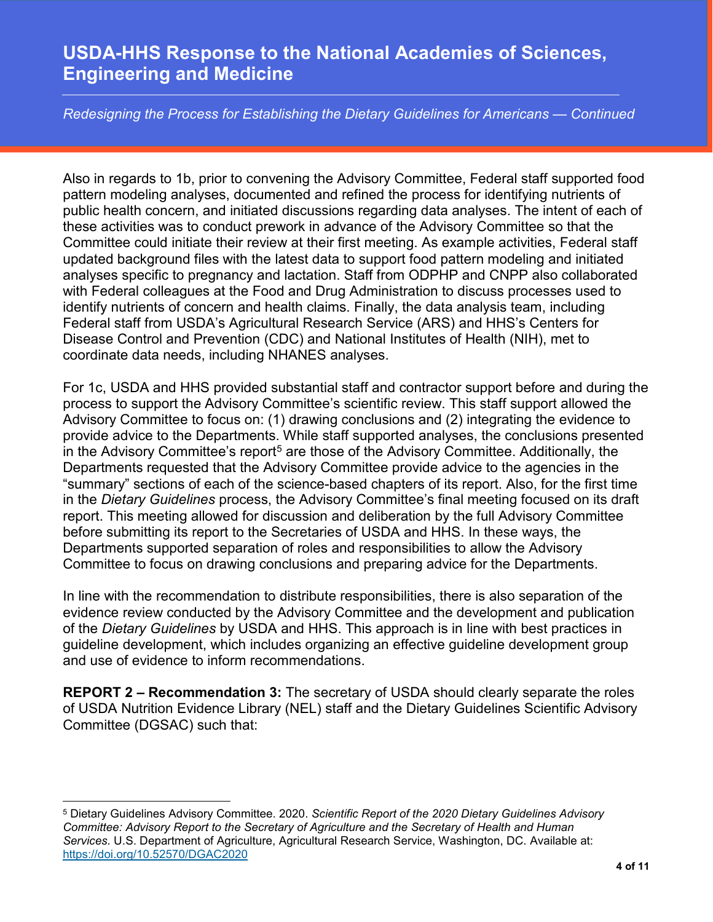Also in regards to 1b, prior to convening the Advisory Committee, Federal staff supported food pattern modeling analyses, documented and refined the process for identifying nutrients of public health concern, and initiated discussions regarding data analyses. The intent of each of these activities was to conduct prework in advance of the Advisory Committee so that the Committee could initiate their review at their first meeting. As example activities, Federal staff updated background files with the latest data to support food pattern modeling and initiated analyses specific to pregnancy and lactation. Staff from ODPHP and CNPP also collaborated with Federal colleagues at the Food and Drug Administration to discuss processes used to identify nutrients of concern and health claims. Finally, the data analysis team, including Federal staff from USDA's Agricultural Research Service (ARS) and HHS's Centers for Disease Control and Prevention (CDC) and National Institutes of Health (NIH), met to coordinate data needs, including NHANES analyses.

For 1c, USDA and HHS provided substantial staff and contractor support before and during the process to support the Advisory Committee's scientific review. This staff support allowed the Advisory Committee to focus on: (1) drawing conclusions and (2) integrating the evidence to provide advice to the Departments. While staff supported analyses, the conclusions presented in the Advisory Committee's report[5] are those of the Advisory Committee. Additionally, the Departments requested that the Advisory Committee provide advice to the agencies in the "summary" sections of each of the science-based chapters of its report. Also, for the first time in the *Dietary Guidelines* process, the Advisory Committee's final meeting focused on its draft report. This meeting allowed for discussion and deliberation by the full Advisory Committee before submitting its report to the Secretaries of USDA and HHS. In these ways, the Departments supported separation of roles and responsibilities to allow the Advisory Committee to focus on drawing conclusions and preparing advice for the Departments.

In line with the recommendation to distribute responsibilities, there is also separation of the evidence review conducted by the Advisory Committee and the development and publication of the *Dietary Guidelines* by USDA and HHS. This approach is in line with best practices in guideline development, which includes organizing an effective guideline development group and use of evidence to inform recommendations.

**REPORT 2 – Recommendation 3:** The secretary of USDA should clearly separate the roles of USDA Nutrition Evidence Library (NEL) staff and the Dietary Guidelines Scientific Advisory Committee (DGSAC) such that:

---

[5] Dietary Guidelines Advisory Committee. 2020. *Scientific Report of the 2020 Dietary Guidelines Advisory Committee: Advisory Report to the Secretary of Agriculture and the Secretary of Health and Human Services*. U.S. Department of Agriculture, Agricultural Research Service, Washington, DC. Available at: https://doi.org/10.52570/DGAC2020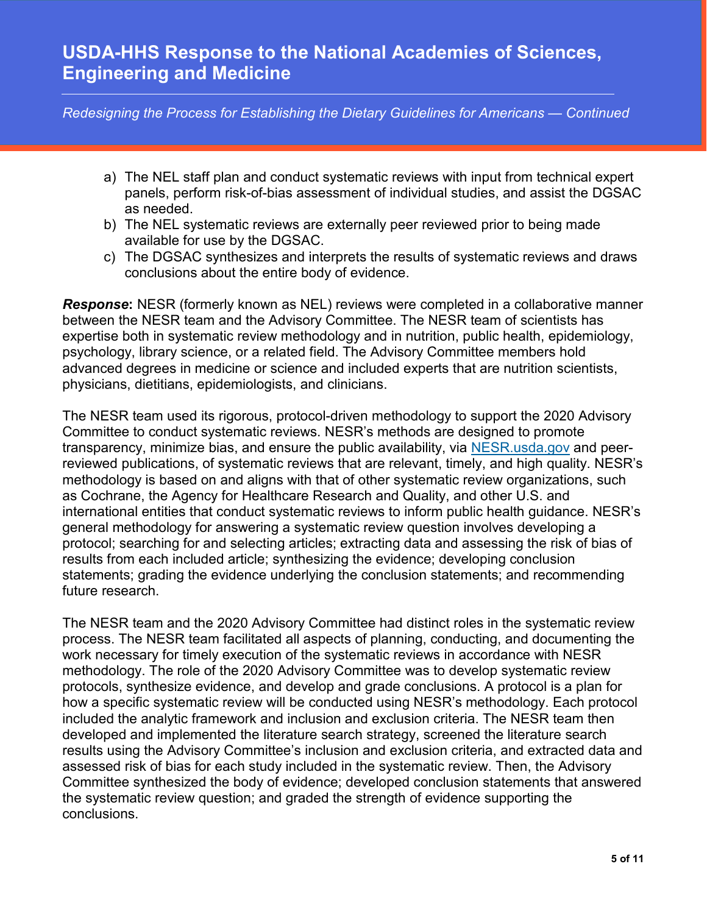a) The NEL staff plan and conduct systematic reviews with input from technical expert panels, perform risk-of-bias assessment of individual studies, and assist the DGSAC as needed.
b) The NEL systematic reviews are externally peer reviewed prior to being made available for use by the DGSAC.
c) The DGSAC synthesizes and interprets the results of systematic reviews and draws conclusions about the entire body of evidence.

***Response*:** NESR (formerly known as NEL) reviews were completed in a collaborative manner between the NESR team and the Advisory Committee. The NESR team of scientists has expertise both in systematic review methodology and in nutrition, public health, epidemiology, psychology, library science, or a related field. The Advisory Committee members hold advanced degrees in medicine or science and included experts that are nutrition scientists, physicians, dietitians, epidemiologists, and clinicians.

The NESR team used its rigorous, protocol-driven methodology to support the 2020 Advisory Committee to conduct systematic reviews. NESR's methods are designed to promote transparency, minimize bias, and ensure the public availability, via [NESR.usda.gov](https://NESR.usda.gov) and peer-reviewed publications, of systematic reviews that are relevant, timely, and high quality. NESR's methodology is based on and aligns with that of other systematic review organizations, such as Cochrane, the Agency for Healthcare Research and Quality, and other U.S. and international entities that conduct systematic reviews to inform public health guidance. NESR's general methodology for answering a systematic review question involves developing a protocol; searching for and selecting articles; extracting data and assessing the risk of bias of results from each included article; synthesizing the evidence; developing conclusion statements; grading the evidence underlying the conclusion statements; and recommending future research.

The NESR team and the 2020 Advisory Committee had distinct roles in the systematic review process. The NESR team facilitated all aspects of planning, conducting, and documenting the work necessary for timely execution of the systematic reviews in accordance with NESR methodology. The role of the 2020 Advisory Committee was to develop systematic review protocols, synthesize evidence, and develop and grade conclusions. A protocol is a plan for how a specific systematic review will be conducted using NESR's methodology. Each protocol included the analytic framework and inclusion and exclusion criteria. The NESR team then developed and implemented the literature search strategy, screened the literature search results using the Advisory Committee's inclusion and exclusion criteria, and extracted data and assessed risk of bias for each study included in the systematic review. Then, the Advisory Committee synthesized the body of evidence; developed conclusion statements that answered the systematic review question; and graded the strength of evidence supporting the conclusions.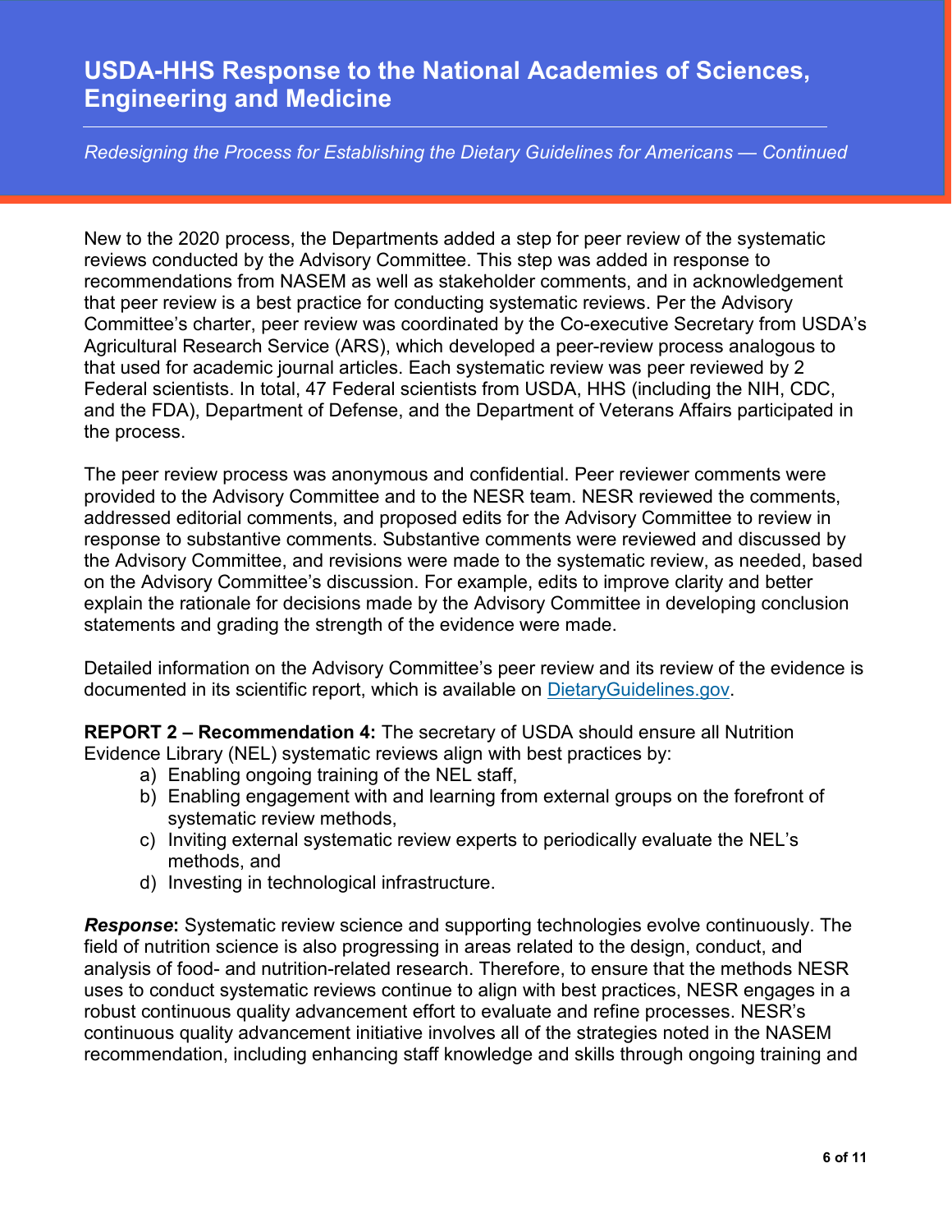New to the 2020 process, the Departments added a step for peer review of the systematic reviews conducted by the Advisory Committee. This step was added in response to recommendations from NASEM as well as stakeholder comments, and in acknowledgement that peer review is a best practice for conducting systematic reviews. Per the Advisory Committee's charter, peer review was coordinated by the Co-executive Secretary from USDA's Agricultural Research Service (ARS), which developed a peer-review process analogous to that used for academic journal articles. Each systematic review was peer reviewed by 2 Federal scientists. In total, 47 Federal scientists from USDA, HHS (including the NIH, CDC, and the FDA), Department of Defense, and the Department of Veterans Affairs participated in the process.

The peer review process was anonymous and confidential. Peer reviewer comments were provided to the Advisory Committee and to the NESR team. NESR reviewed the comments, addressed editorial comments, and proposed edits for the Advisory Committee to review in response to substantive comments. Substantive comments were reviewed and discussed by the Advisory Committee, and revisions were made to the systematic review, as needed, based on the Advisory Committee's discussion. For example, edits to improve clarity and better explain the rationale for decisions made by the Advisory Committee in developing conclusion statements and grading the strength of the evidence were made.

Detailed information on the Advisory Committee's peer review and its review of the evidence is documented in its scientific report, which is available on [DietaryGuidelines.gov](https://www.dietaryguidelines.gov).

**REPORT 2 – Recommendation 4:** The secretary of USDA should ensure all Nutrition Evidence Library (NEL) systematic reviews align with best practices by:

a) Enabling ongoing training of the NEL staff,
b) Enabling engagement with and learning from external groups on the forefront of systematic review methods,
c) Inviting external systematic review experts to periodically evaluate the NEL's methods, and
d) Investing in technological infrastructure.

***Response*:** Systematic review science and supporting technologies evolve continuously. The field of nutrition science is also progressing in areas related to the design, conduct, and analysis of food- and nutrition-related research. Therefore, to ensure that the methods NESR uses to conduct systematic reviews continue to align with best practices, NESR engages in a robust continuous quality advancement effort to evaluate and refine processes. NESR's continuous quality advancement initiative involves all of the strategies noted in the NASEM recommendation, including enhancing staff knowledge and skills through ongoing training and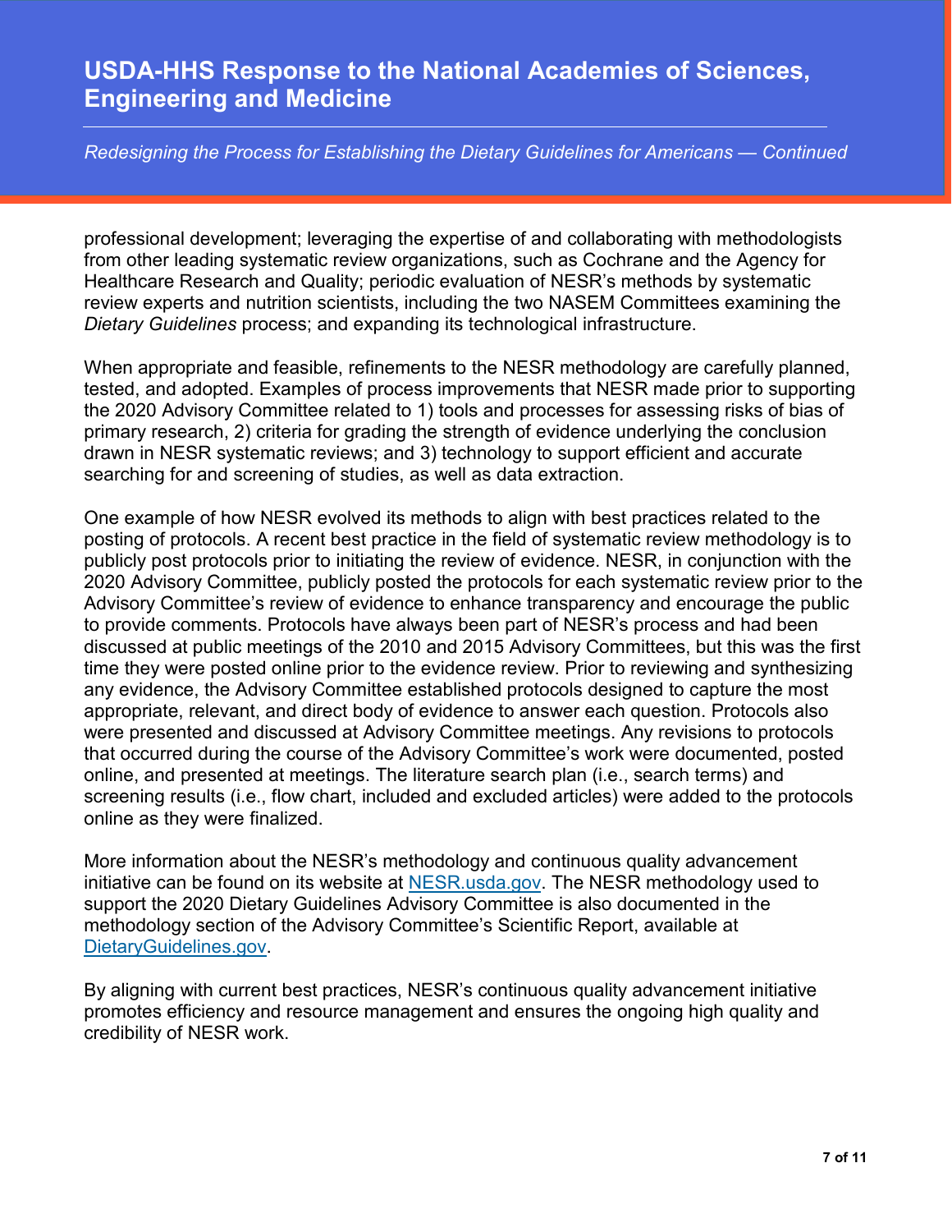professional development; leveraging the expertise of and collaborating with methodologists from other leading systematic review organizations, such as Cochrane and the Agency for Healthcare Research and Quality; periodic evaluation of NESR's methods by systematic review experts and nutrition scientists, including the two NASEM Committees examining the *Dietary Guidelines* process; and expanding its technological infrastructure.

When appropriate and feasible, refinements to the NESR methodology are carefully planned, tested, and adopted. Examples of process improvements that NESR made prior to supporting the 2020 Advisory Committee related to 1) tools and processes for assessing risks of bias of primary research, 2) criteria for grading the strength of evidence underlying the conclusion drawn in NESR systematic reviews; and 3) technology to support efficient and accurate searching for and screening of studies, as well as data extraction.

One example of how NESR evolved its methods to align with best practices related to the posting of protocols. A recent best practice in the field of systematic review methodology is to publicly post protocols prior to initiating the review of evidence. NESR, in conjunction with the 2020 Advisory Committee, publicly posted the protocols for each systematic review prior to the Advisory Committee's review of evidence to enhance transparency and encourage the public to provide comments. Protocols have always been part of NESR's process and had been discussed at public meetings of the 2010 and 2015 Advisory Committees, but this was the first time they were posted online prior to the evidence review. Prior to reviewing and synthesizing any evidence, the Advisory Committee established protocols designed to capture the most appropriate, relevant, and direct body of evidence to answer each question. Protocols also were presented and discussed at Advisory Committee meetings. Any revisions to protocols that occurred during the course of the Advisory Committee's work were documented, posted online, and presented at meetings. The literature search plan (i.e., search terms) and screening results (i.e., flow chart, included and excluded articles) were added to the protocols online as they were finalized.

More information about the NESR's methodology and continuous quality advancement initiative can be found on its website at [NESR.usda.gov](NESR.usda.gov). The NESR methodology used to support the 2020 Dietary Guidelines Advisory Committee is also documented in the methodology section of the Advisory Committee's Scientific Report, available at [DietaryGuidelines.gov](DietaryGuidelines.gov).

By aligning with current best practices, NESR's continuous quality advancement initiative promotes efficiency and resource management and ensures the ongoing high quality and credibility of NESR work.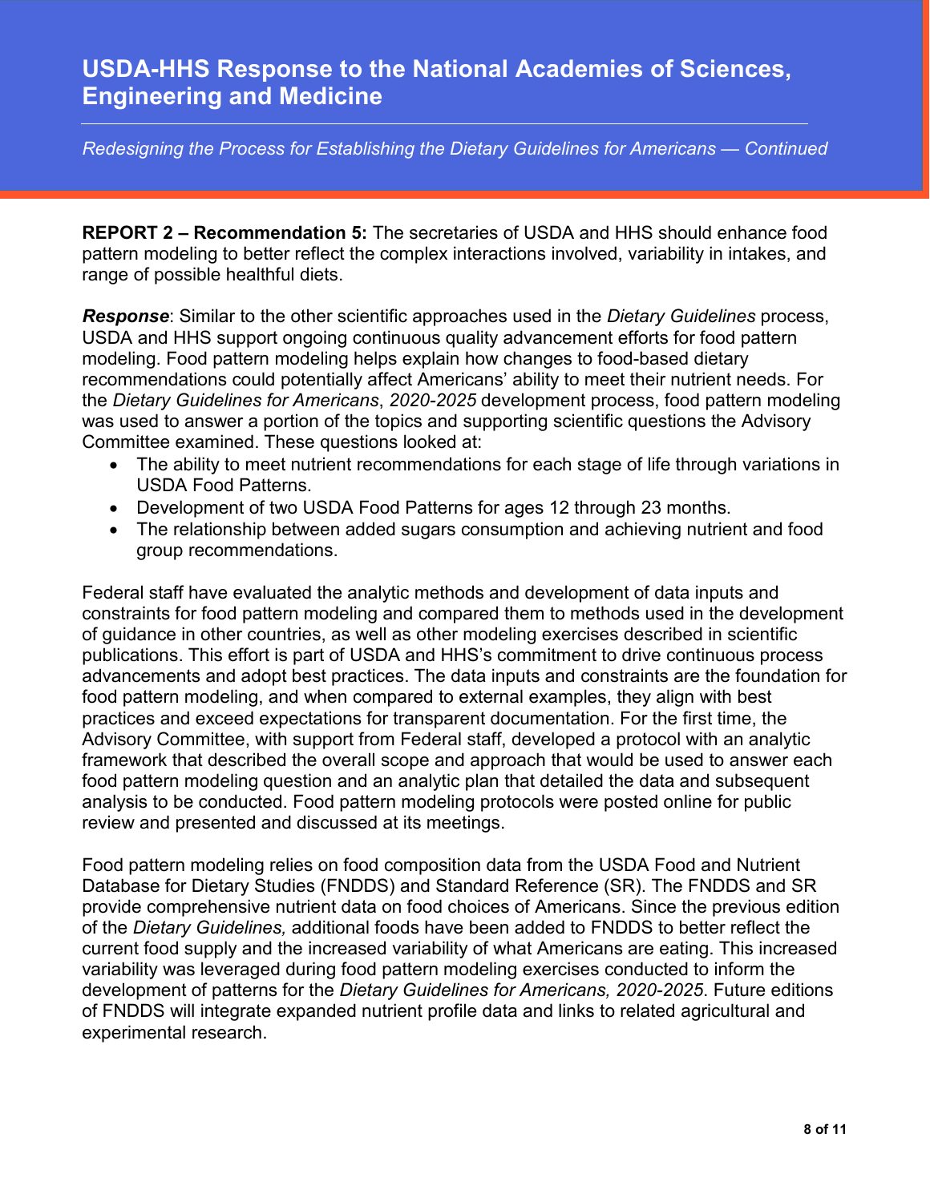**REPORT 2 – Recommendation 5:** The secretaries of USDA and HHS should enhance food pattern modeling to better reflect the complex interactions involved, variability in intakes, and range of possible healthful diets.

***Response***: Similar to the other scientific approaches used in the *Dietary Guidelines* process, USDA and HHS support ongoing continuous quality advancement efforts for food pattern modeling. Food pattern modeling helps explain how changes to food-based dietary recommendations could potentially affect Americans' ability to meet their nutrient needs. For the *Dietary Guidelines for Americans*, *2020-2025* development process, food pattern modeling was used to answer a portion of the topics and supporting scientific questions the Advisory Committee examined. These questions looked at:

- The ability to meet nutrient recommendations for each stage of life through variations in USDA Food Patterns.
- Development of two USDA Food Patterns for ages 12 through 23 months.
- The relationship between added sugars consumption and achieving nutrient and food group recommendations.

Federal staff have evaluated the analytic methods and development of data inputs and constraints for food pattern modeling and compared them to methods used in the development of guidance in other countries, as well as other modeling exercises described in scientific publications. This effort is part of USDA and HHS's commitment to drive continuous process advancements and adopt best practices. The data inputs and constraints are the foundation for food pattern modeling, and when compared to external examples, they align with best practices and exceed expectations for transparent documentation. For the first time, the Advisory Committee, with support from Federal staff, developed a protocol with an analytic framework that described the overall scope and approach that would be used to answer each food pattern modeling question and an analytic plan that detailed the data and subsequent analysis to be conducted. Food pattern modeling protocols were posted online for public review and presented and discussed at its meetings.

Food pattern modeling relies on food composition data from the USDA Food and Nutrient Database for Dietary Studies (FNDDS) and Standard Reference (SR). The FNDDS and SR provide comprehensive nutrient data on food choices of Americans. Since the previous edition of the *Dietary Guidelines,* additional foods have been added to FNDDS to better reflect the current food supply and the increased variability of what Americans are eating. This increased variability was leveraged during food pattern modeling exercises conducted to inform the development of patterns for the *Dietary Guidelines for Americans, 2020-2025*. Future editions of FNDDS will integrate expanded nutrient profile data and links to related agricultural and experimental research.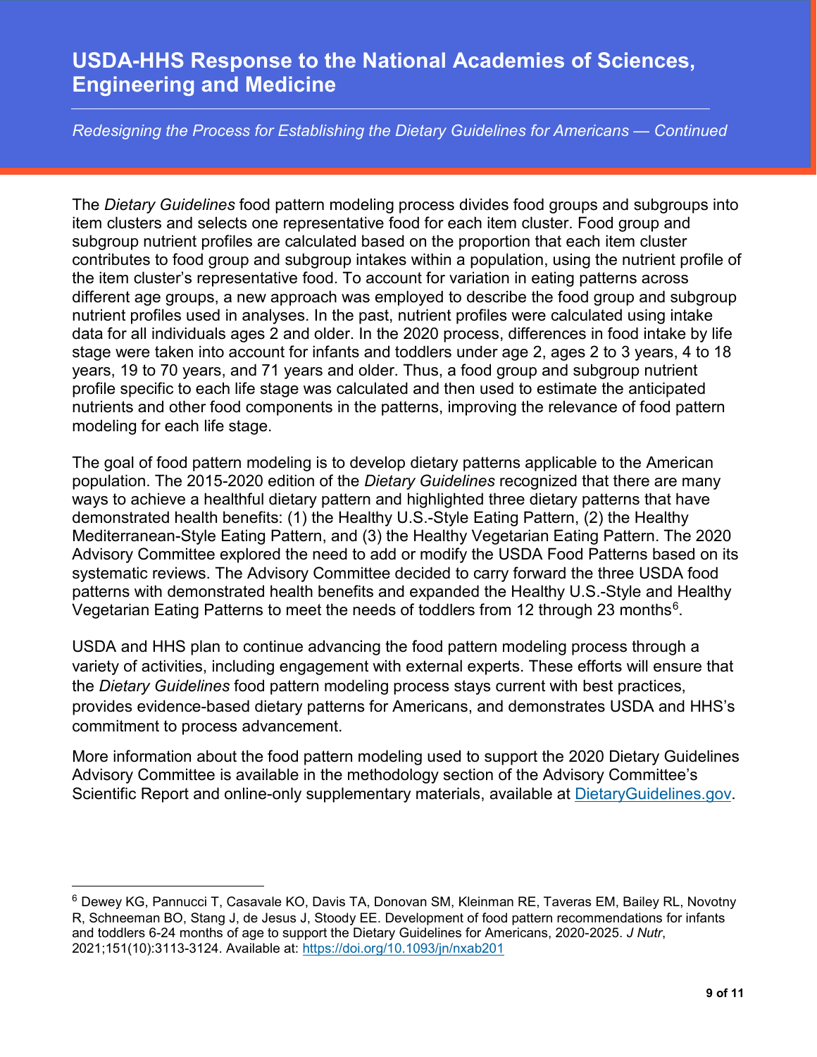The *Dietary Guidelines* food pattern modeling process divides food groups and subgroups into item clusters and selects one representative food for each item cluster. Food group and subgroup nutrient profiles are calculated based on the proportion that each item cluster contributes to food group and subgroup intakes within a population, using the nutrient profile of the item cluster's representative food. To account for variation in eating patterns across different age groups, a new approach was employed to describe the food group and subgroup nutrient profiles used in analyses. In the past, nutrient profiles were calculated using intake data for all individuals ages 2 and older. In the 2020 process, differences in food intake by life stage were taken into account for infants and toddlers under age 2, ages 2 to 3 years, 4 to 18 years, 19 to 70 years, and 71 years and older. Thus, a food group and subgroup nutrient profile specific to each life stage was calculated and then used to estimate the anticipated nutrients and other food components in the patterns, improving the relevance of food pattern modeling for each life stage.

The goal of food pattern modeling is to develop dietary patterns applicable to the American population. The 2015-2020 edition of the *Dietary Guidelines* recognized that there are many ways to achieve a healthful dietary pattern and highlighted three dietary patterns that have demonstrated health benefits: (1) the Healthy U.S.-Style Eating Pattern, (2) the Healthy Mediterranean-Style Eating Pattern, and (3) the Healthy Vegetarian Eating Pattern. The 2020 Advisory Committee explored the need to add or modify the USDA Food Patterns based on its systematic reviews. The Advisory Committee decided to carry forward the three USDA food patterns with demonstrated health benefits and expanded the Healthy U.S.-Style and Healthy Vegetarian Eating Patterns to meet the needs of toddlers from 12 through 23 months[6].

USDA and HHS plan to continue advancing the food pattern modeling process through a variety of activities, including engagement with external experts. These efforts will ensure that the *Dietary Guidelines* food pattern modeling process stays current with best practices, provides evidence-based dietary patterns for Americans, and demonstrates USDA and HHS's commitment to process advancement.

More information about the food pattern modeling used to support the 2020 Dietary Guidelines Advisory Committee is available in the methodology section of the Advisory Committee's Scientific Report and online-only supplementary materials, available at [DietaryGuidelines.gov](https://www.dietaryguidelines.gov).

---

[6] Dewey KG, Pannucci T, Casavale KO, Davis TA, Donovan SM, Kleinman RE, Taveras EM, Bailey RL, Novotny R, Schneeman BO, Stang J, de Jesus J, Stoody EE. Development of food pattern recommendations for infants and toddlers 6-24 months of age to support the Dietary Guidelines for Americans, 2020-2025. *J Nutr*, 2021;151(10):3113-3124. Available at: https://doi.org/10.1093/jn/nxab201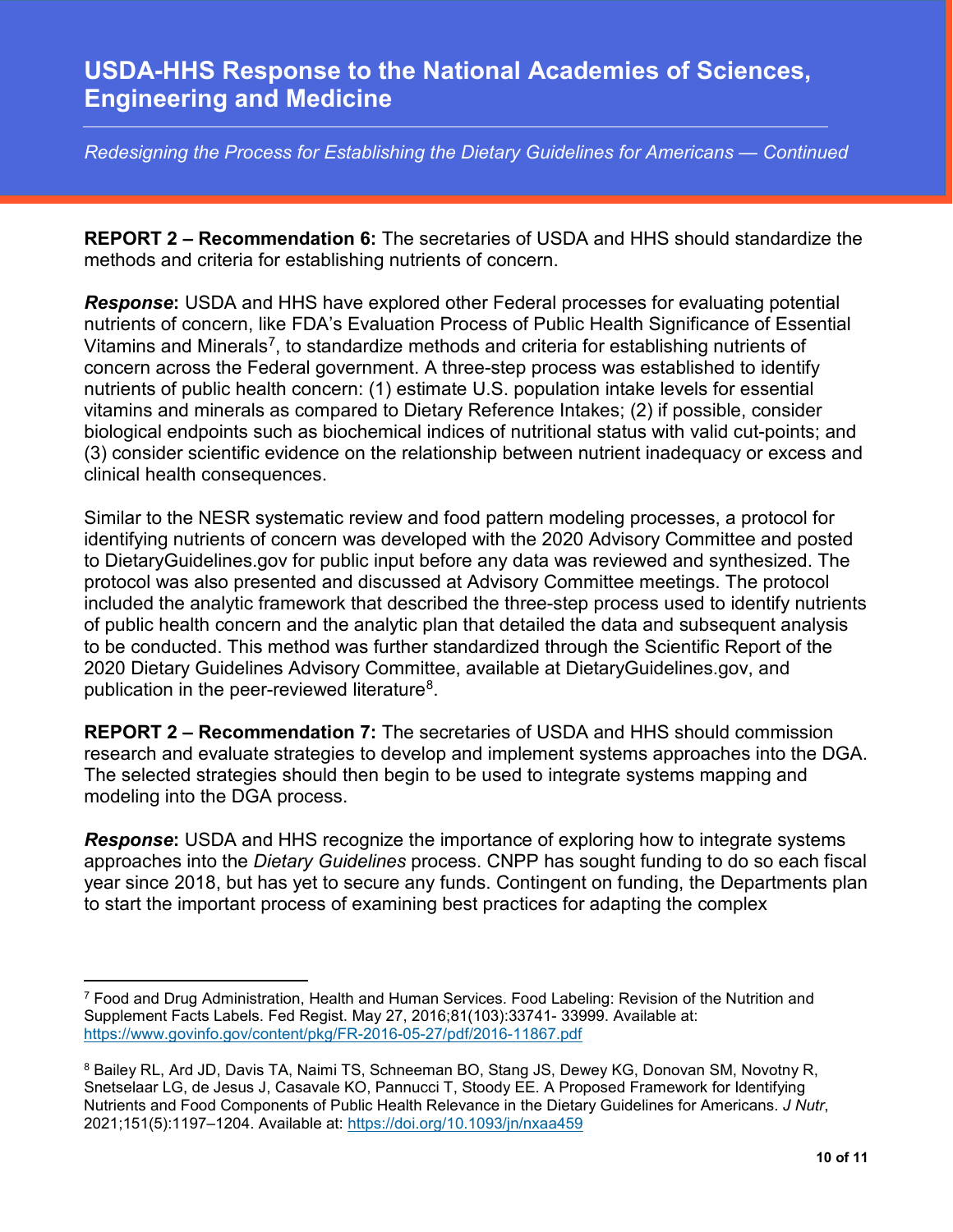**REPORT 2 – Recommendation 6:** The secretaries of USDA and HHS should standardize the methods and criteria for establishing nutrients of concern.

***Response*:** USDA and HHS have explored other Federal processes for evaluating potential nutrients of concern, like FDA's Evaluation Process of Public Health Significance of Essential Vitamins and Minerals[7], to standardize methods and criteria for establishing nutrients of concern across the Federal government. A three-step process was established to identify nutrients of public health concern: (1) estimate U.S. population intake levels for essential vitamins and minerals as compared to Dietary Reference Intakes; (2) if possible, consider biological endpoints such as biochemical indices of nutritional status with valid cut-points; and (3) consider scientific evidence on the relationship between nutrient inadequacy or excess and clinical health consequences.

Similar to the NESR systematic review and food pattern modeling processes, a protocol for identifying nutrients of concern was developed with the 2020 Advisory Committee and posted to DietaryGuidelines.gov for public input before any data was reviewed and synthesized. The protocol was also presented and discussed at Advisory Committee meetings. The protocol included the analytic framework that described the three-step process used to identify nutrients of public health concern and the analytic plan that detailed the data and subsequent analysis to be conducted. This method was further standardized through the Scientific Report of the 2020 Dietary Guidelines Advisory Committee, available at DietaryGuidelines.gov, and publication in the peer-reviewed literature[8].

**REPORT 2 – Recommendation 7:** The secretaries of USDA and HHS should commission research and evaluate strategies to develop and implement systems approaches into the DGA. The selected strategies should then begin to be used to integrate systems mapping and modeling into the DGA process.

***Response*:** USDA and HHS recognize the importance of exploring how to integrate systems approaches into the *Dietary Guidelines* process. CNPP has sought funding to do so each fiscal year since 2018, but has yet to secure any funds. Contingent on funding, the Departments plan to start the important process of examining best practices for adapting the complex

---

[7] Food and Drug Administration, Health and Human Services. Food Labeling: Revision of the Nutrition and Supplement Facts Labels. Fed Regist. May 27, 2016;81(103):33741- 33999. Available at: https://www.govinfo.gov/content/pkg/FR-2016-05-27/pdf/2016-11867.pdf

[8] Bailey RL, Ard JD, Davis TA, Naimi TS, Schneeman BO, Stang JS, Dewey KG, Donovan SM, Novotny R, Snetselaar LG, de Jesus J, Casavale KO, Pannucci T, Stoody EE. A Proposed Framework for Identifying Nutrients and Food Components of Public Health Relevance in the Dietary Guidelines for Americans. *J Nutr*, 2021;151(5):1197–1204. Available at: https://doi.org/10.1093/jn/nxaa459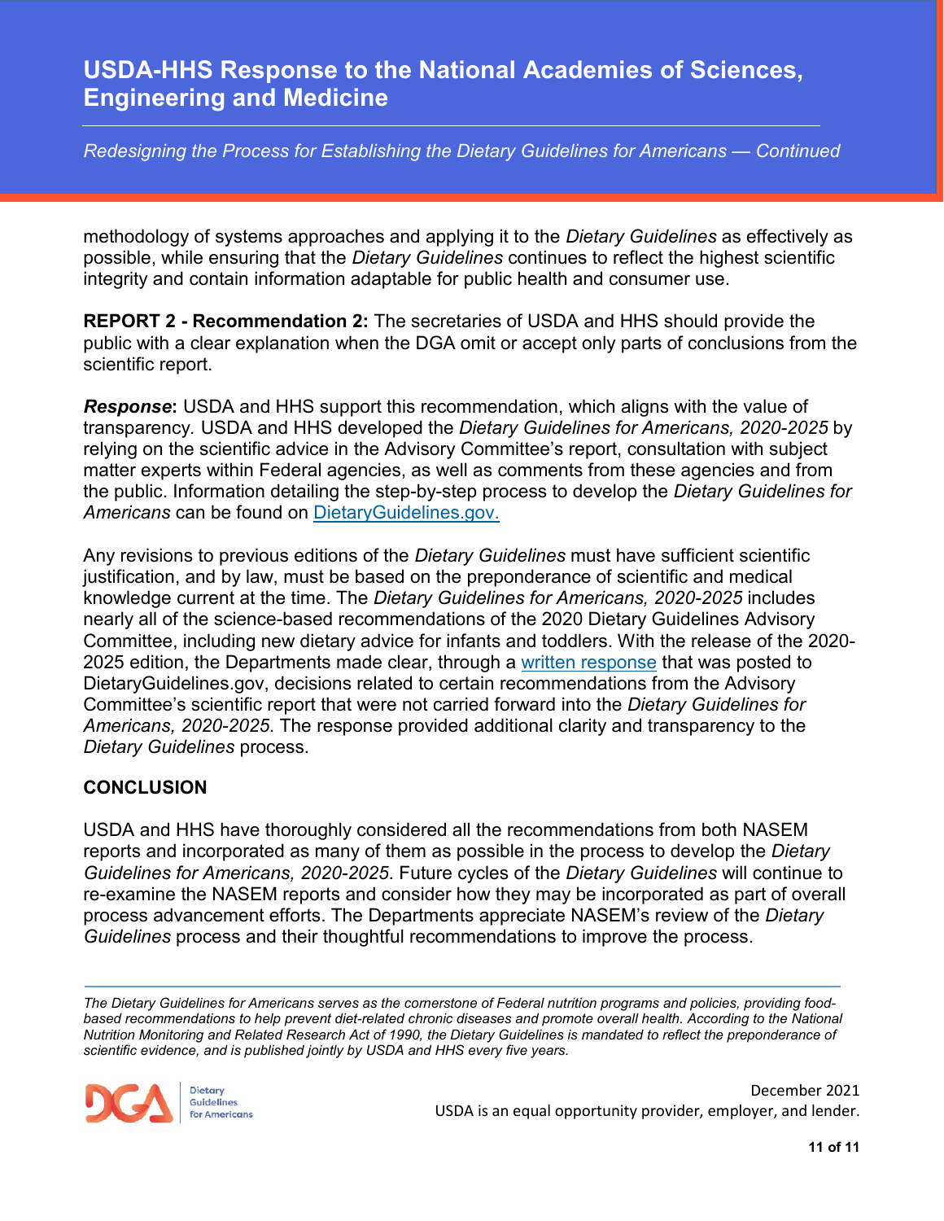methodology of systems approaches and applying it to the *Dietary Guidelines* as effectively as possible, while ensuring that the *Dietary Guidelines* continues to reflect the highest scientific integrity and contain information adaptable for public health and consumer use.

**REPORT 2 - Recommendation 2:** The secretaries of USDA and HHS should provide the public with a clear explanation when the DGA omit or accept only parts of conclusions from the scientific report.

***Response*:** USDA and HHS support this recommendation, which aligns with the value of transparency. USDA and HHS developed the *Dietary Guidelines for Americans, 2020-2025* by relying on the scientific advice in the Advisory Committee's report, consultation with subject matter experts within Federal agencies, as well as comments from these agencies and from the public. Information detailing the step-by-step process to develop the *Dietary Guidelines for Americans* can be found on DietaryGuidelines.gov.

Any revisions to previous editions of the *Dietary Guidelines* must have sufficient scientific justification, and by law, must be based on the preponderance of scientific and medical knowledge current at the time. The *Dietary Guidelines for Americans, 2020-2025* includes nearly all of the science-based recommendations of the 2020 Dietary Guidelines Advisory Committee, including new dietary advice for infants and toddlers. With the release of the 2020-2025 edition, the Departments made clear, through a written response that was posted to DietaryGuidelines.gov, decisions related to certain recommendations from the Advisory Committee's scientific report that were not carried forward into the *Dietary Guidelines for Americans, 2020-2025*. The response provided additional clarity and transparency to the *Dietary Guidelines* process.

## CONCLUSION

USDA and HHS have thoroughly considered all the recommendations from both NASEM reports and incorporated as many of them as possible in the process to develop the *Dietary Guidelines for Americans, 2020-2025*. Future cycles of the *Dietary Guidelines* will continue to re-examine the NASEM reports and consider how they may be incorporated as part of overall process advancement efforts. The Departments appreciate NASEM's review of the *Dietary Guidelines* process and their thoughtful recommendations to improve the process.

*The Dietary Guidelines for Americans serves as the cornerstone of Federal nutrition programs and policies, providing food-based recommendations to help prevent diet-related chronic diseases and promote overall health. According to the National Nutrition Monitoring and Related Research Act of 1990, the Dietary Guidelines is mandated to reflect the preponderance of scientific evidence, and is published jointly by USDA and HHS every five years.*

December 2021

USDA is an equal opportunity provider, employer, and lender.